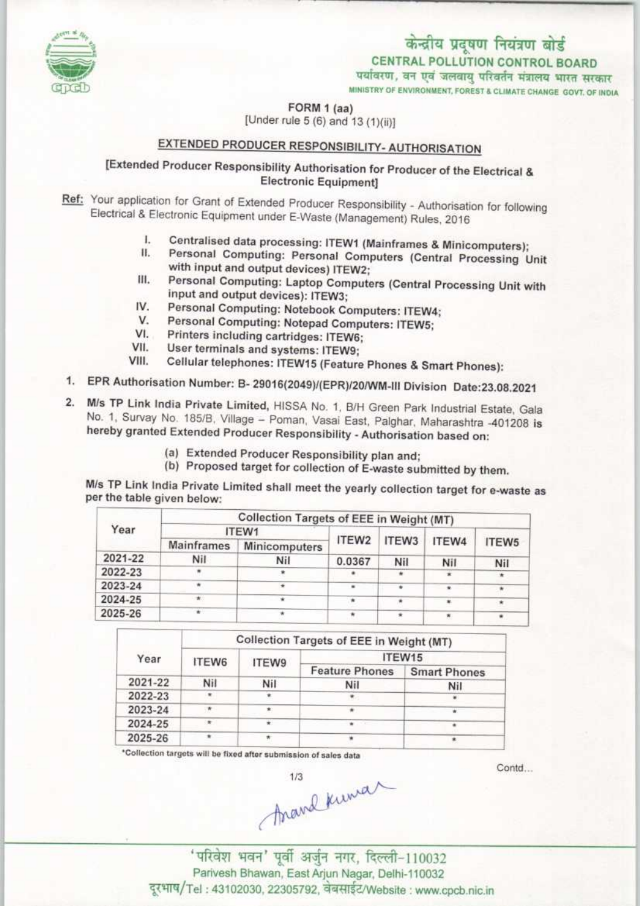केन्द्रीय प्रदूषण नियंत्रण बोर्ड

**CENTRAL POLLUTION CONTROL BOARD**

पर्यावरण, वन एवं जलवायु परिवर्तन मंत्रालय भारत सरकार

MINISTRY OF ENVIRONMENT, FOREST & CLIMATE CHANGE GOVT. OF INDIA

**FORM 1 (aa)**

[Under rule 5 (6) and 13 (1)(ii)]

## EXTENDED PRODUCER RESPONSIBILITY- AUTHORISATION

**[Extended Producer Responsibility Authorisation for Producer of the Electrical & Electronic Equipment]**

**Ref:** Your application for Grant of Extended Producer Responsibility - Authorisation for following Electrical & Electronic Equipment under E-Waste (Management) Rules, 2016

I. Centralised data processing: ITEW1 (Mainframes & Minicomputers);
II. Personal Computing: Personal Computers (Central Processing Unit with input and output devices) ITEW2;
III. Personal Computing: Laptop Computers (Central Processing Unit with input and output devices): ITEW3;
IV. Personal Computing: Notebook Computers: ITEW4;
V. Personal Computing: Notepad Computers: ITEW5;
VI. Printers including cartridges: ITEW6;
VII. User terminals and systems: ITEW9;
VIII. Cellular telephones: ITEW15 (Feature Phones & Smart Phones):

1. EPR Authorisation Number: B- 29016(2049)/(EPR)/20/WM-III Division Date:23.08.2021

2. M/s TP Link India Private Limited, HISSA No. 1, B/H Green Park Industrial Estate, Gala No. 1, Survay No. 185/B, Village – Poman, Vasai East, Palghar, Maharashtra -401208 is hereby granted Extended Producer Responsibility - Authorisation based on:

   (a) Extended Producer Responsibility plan and;
   (b) Proposed target for collection of E-waste submitted by them.

M/s TP Link India Private Limited shall meet the yearly collection target for e-waste as per the table given below:

| Year | Collection Targets of EEE in Weight (MT) | | | | | |
|---|---|---|---|---|---|---|
| | ITEW1 | | ITEW2 | ITEW3 | ITEW4 | ITEW5 |
| | Mainframes | Minicomputers | | | | |
| 2021-22 | Nil | Nil | 0.0367 | Nil | Nil | Nil |
| 2022-23 | * | * | * | * | * | * |
| 2023-24 | * | * | * | * | * | * |
| 2024-25 | * | * | * | * | * | * |
| 2025-26 | * | * | * | * | * | * |

| Year | Collection Targets of EEE in Weight (MT) | | | |
|---|---|---|---|---|
| | ITEW6 | ITEW9 | ITEW15 | |
| | | | Feature Phones | Smart Phones |
| 2021-22 | Nil | Nil | Nil | Nil |
| 2022-23 | * | * | * | * |
| 2023-24 | * | * | * | * |
| 2024-25 | * | * | * | * |
| 2025-26 | * | * | * | * |

*Collection targets will be fixed after submission of sales data

Contd...

'परिवेश भवन' पूर्वी अर्जुन नगर, दिल्ली-110032

Parivesh Bhawan, East Arjun Nagar, Delhi-110032

दूरभाष/Tel : 43102030, 22305792, वेबसाईट/Website : www.cpcb.nic.in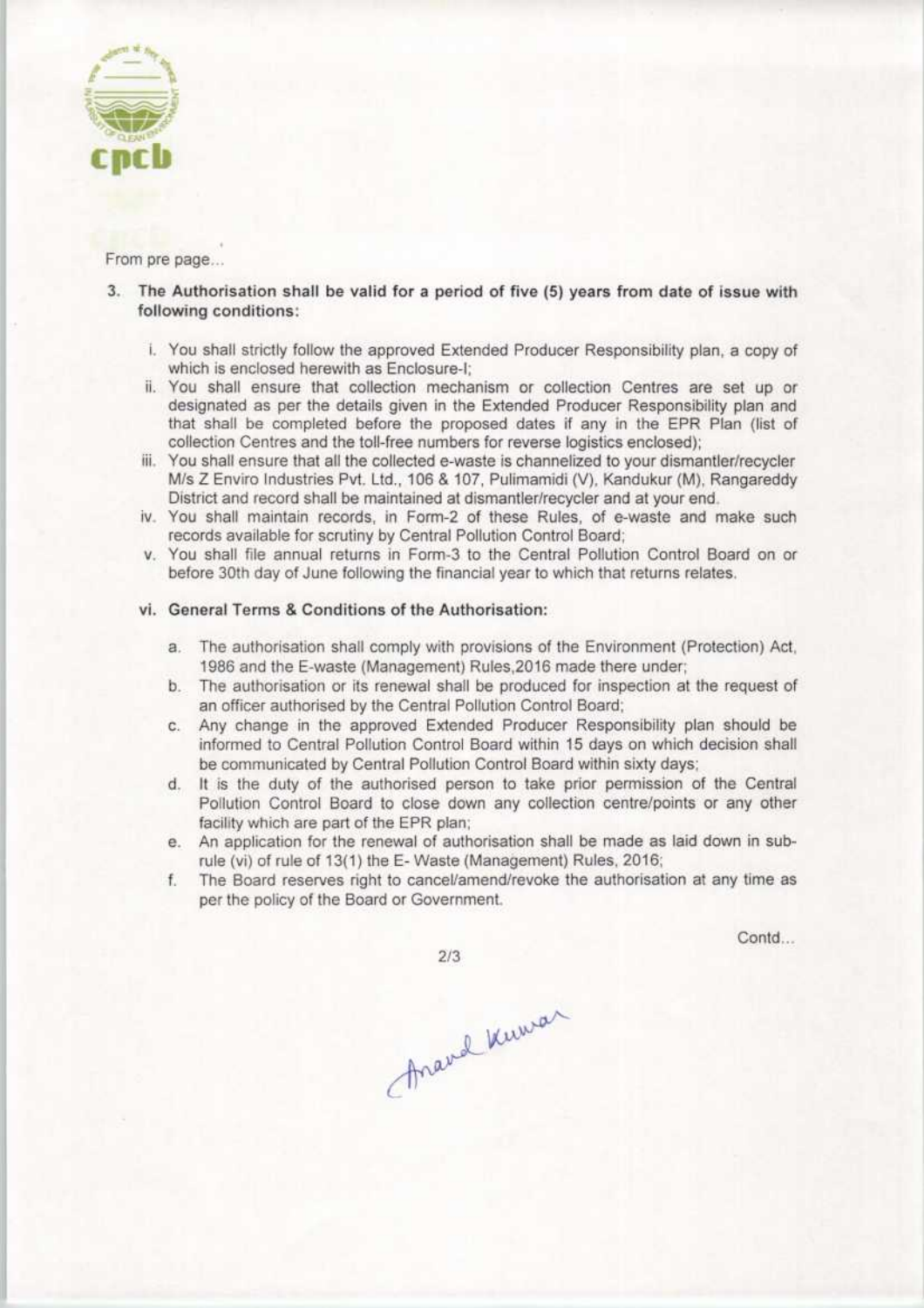From pre page...

3. **The Authorisation shall be valid for a period of five (5) years from date of issue with following conditions:**

   i. You shall strictly follow the approved Extended Producer Responsibility plan, a copy of which is enclosed herewith as Enclosure-I;

   ii. You shall ensure that collection mechanism or collection Centres are set up or designated as per the details given in the Extended Producer Responsibility plan and that shall be completed before the proposed dates if any in the EPR Plan (list of collection Centres and the toll-free numbers for reverse logistics enclosed);

   iii. You shall ensure that all the collected e-waste is channelized to your dismantler/recycler M/s Z Enviro Industries Pvt. Ltd., 106 & 107, Pulimamidi (V), Kandukur (M), Rangareddy District and record shall be maintained at dismantler/recycler and at your end.

   iv. You shall maintain records, in Form-2 of these Rules, of e-waste and make such records available for scrutiny by Central Pollution Control Board;

   v. You shall file annual returns in Form-3 to the Central Pollution Control Board on or before 30th day of June following the financial year to which that returns relates.

   **vi. General Terms & Conditions of the Authorisation:**

   a. The authorisation shall comply with provisions of the Environment (Protection) Act, 1986 and the E-waste (Management) Rules,2016 made there under;

   b. The authorisation or its renewal shall be produced for inspection at the request of an officer authorised by the Central Pollution Control Board;

   c. Any change in the approved Extended Producer Responsibility plan should be informed to Central Pollution Control Board within 15 days on which decision shall be communicated by Central Pollution Control Board within sixty days;

   d. It is the duty of the authorised person to take prior permission of the Central Pollution Control Board to close down any collection centre/points or any other facility which are part of the EPR plan;

   e. An application for the renewal of authorisation shall be made as laid down in sub-rule (vi) of rule of 13(1) the E- Waste (Management) Rules, 2016;

   f. The Board reserves right to cancel/amend/revoke the authorisation at any time as per the policy of the Board or Government.

Contd...

Anand Kumar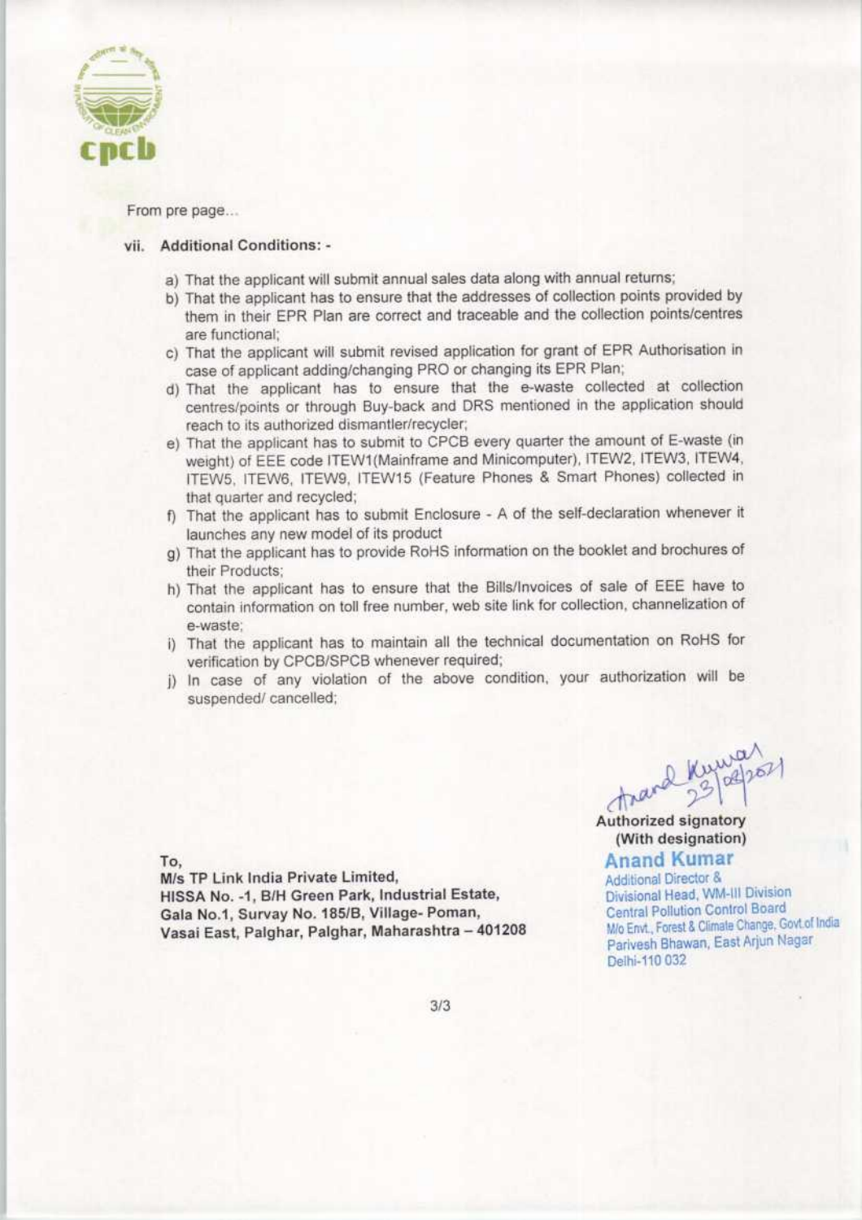From pre page...

vii. **Additional Conditions: -**

a) That the applicant will submit annual sales data along with annual returns;
b) That the applicant has to ensure that the addresses of collection points provided by them in their EPR Plan are correct and traceable and the collection points/centres are functional;
c) That the applicant will submit revised application for grant of EPR Authorisation in case of applicant adding/changing PRO or changing its EPR Plan;
d) That the applicant has to ensure that the e-waste collected at collection centres/points or through Buy-back and DRS mentioned in the application should reach to its authorized dismantler/recycler;
e) That the applicant has to submit to CPCB every quarter the amount of E-waste (in weight) of EEE code ITEW1(Mainframe and Minicomputer), ITEW2, ITEW3, ITEW4, ITEW5, ITEW6, ITEW9, ITEW15 (Feature Phones & Smart Phones) collected in that quarter and recycled;
f) That the applicant has to submit Enclosure - A of the self-declaration whenever it launches any new model of its product
g) That the applicant has to provide RoHS information on the booklet and brochures of their Products;
h) That the applicant has to ensure that the Bills/Invoices of sale of EEE have to contain information on toll free number, web site link for collection, channelization of e-waste;
i) That the applicant has to maintain all the technical documentation on RoHS for verification by CPCB/SPCB whenever required;
j) In case of any violation of the above condition, your authorization will be suspended/ cancelled;

Anand Kumar
23/08/2021

**Authorized signatory**
**(With designation)**

**Anand Kumar**
Additional Director &
Divisional Head, WM-III Division
Central Pollution Control Board
M/o Envt., Forest & Climate Change, Govt.of India
Parivesh Bhawan, East Arjun Nagar
Delhi-110 032

To,
**M/s TP Link India Private Limited,**
**HISSA No. -1, B/H Green Park, Industrial Estate,**
**Gala No.1, Survay No. 185/B, Village- Poman,**
**Vasai East, Palghar, Palghar, Maharashtra – 401208**